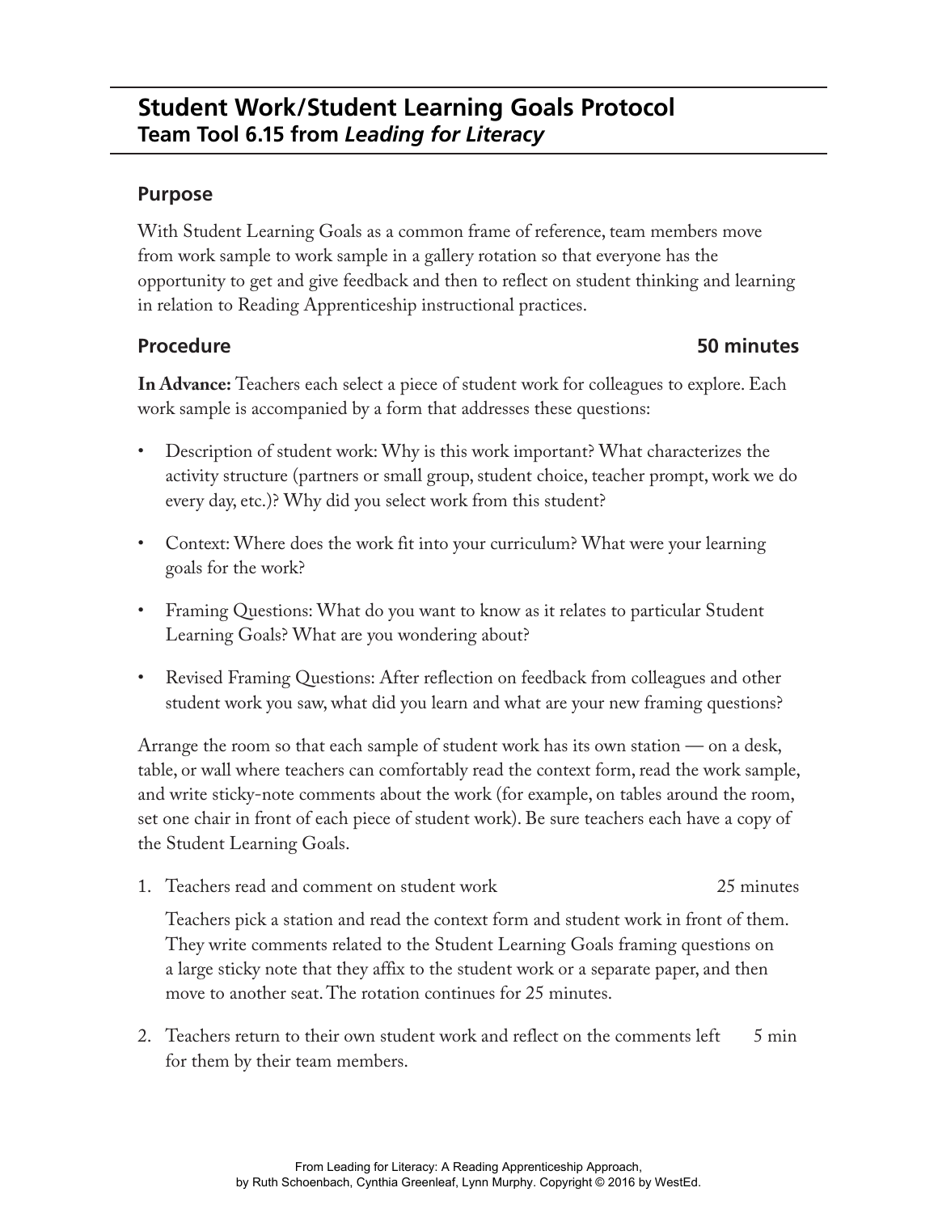# Student Work/Student Learning Goals Protocol
## Team Tool 6.15 from *Leading for Literacy*

### Purpose

With Student Learning Goals as a common frame of reference, team members move from work sample to work sample in a gallery rotation so that everyone has the opportunity to get and give feedback and then to reflect on student thinking and learning in relation to Reading Apprenticeship instructional practices.

### Procedure — 50 minutes

**In Advance:** Teachers each select a piece of student work for colleagues to explore. Each work sample is accompanied by a form that addresses these questions:

- Description of student work: Why is this work important? What characterizes the activity structure (partners or small group, student choice, teacher prompt, work we do every day, etc.)? Why did you select work from this student?
- Context: Where does the work fit into your curriculum? What were your learning goals for the work?
- Framing Questions: What do you want to know as it relates to particular Student Learning Goals? What are you wondering about?
- Revised Framing Questions: After reflection on feedback from colleagues and other student work you saw, what did you learn and what are your new framing questions?

Arrange the room so that each sample of student work has its own station — on a desk, table, or wall where teachers can comfortably read the context form, read the work sample, and write sticky-note comments about the work (for example, on tables around the room, set one chair in front of each piece of student work). Be sure teachers each have a copy of the Student Learning Goals.

1. Teachers read and comment on student work — 25 minutes

   Teachers pick a station and read the context form and student work in front of them. They write comments related to the Student Learning Goals framing questions on a large sticky note that they affix to the student work or a separate paper, and then move to another seat. The rotation continues for 25 minutes.

2. Teachers return to their own student work and reflect on the comments left for them by their team members. — 5 min

From Leading for Literacy: A Reading Apprenticeship Approach, by Ruth Schoenbach, Cynthia Greenleaf, Lynn Murphy. Copyright © 2016 by WestEd.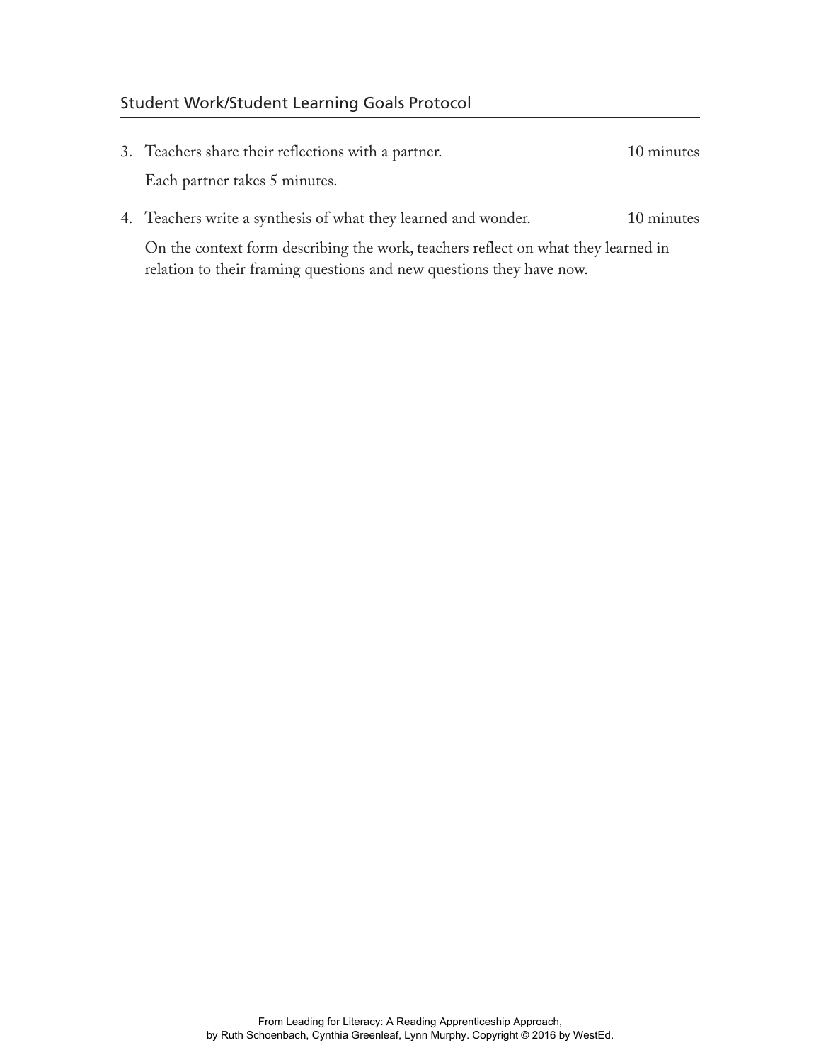3. Teachers share their reflections with a partner. — 10 minutes

   Each partner takes 5 minutes.

4. Teachers write a synthesis of what they learned and wonder. — 10 minutes

   On the context form describing the work, teachers reflect on what they learned in relation to their framing questions and new questions they have now.